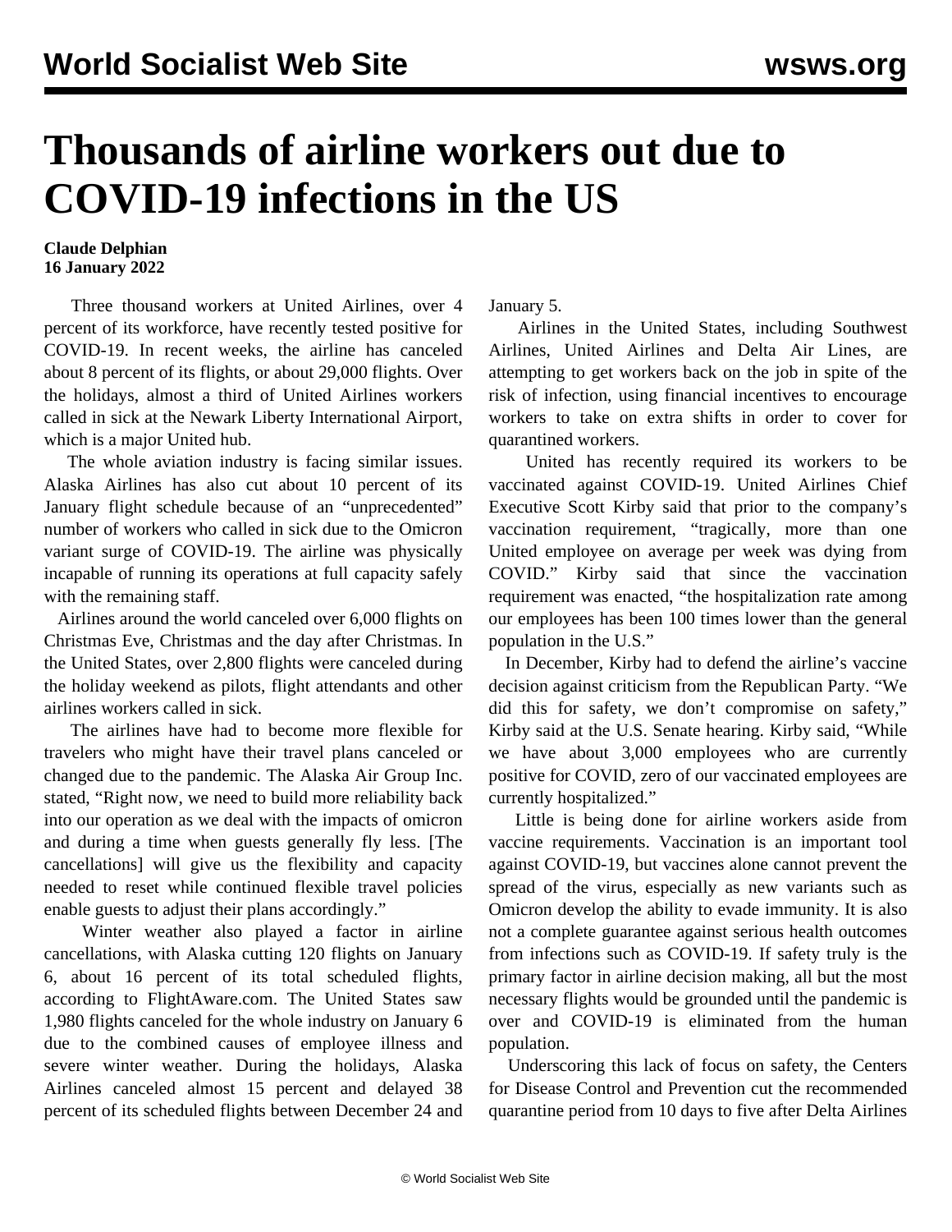# Thousands of airline workers out due to COVID-19 infections in the US

**Claude Delphian**
**16 January 2022**

Three thousand workers at United Airlines, over 4 percent of its workforce, have recently tested positive for COVID-19. In recent weeks, the airline has canceled about 8 percent of its flights, or about 29,000 flights. Over the holidays, almost a third of United Airlines workers called in sick at the Newark Liberty International Airport, which is a major United hub.

The whole aviation industry is facing similar issues. Alaska Airlines has also cut about 10 percent of its January flight schedule because of an "unprecedented" number of workers who called in sick due to the Omicron variant surge of COVID-19. The airline was physically incapable of running its operations at full capacity safely with the remaining staff.

Airlines around the world canceled over 6,000 flights on Christmas Eve, Christmas and the day after Christmas. In the United States, over 2,800 flights were canceled during the holiday weekend as pilots, flight attendants and other airlines workers called in sick.

The airlines have had to become more flexible for travelers who might have their travel plans canceled or changed due to the pandemic. The Alaska Air Group Inc. stated, "Right now, we need to build more reliability back into our operation as we deal with the impacts of omicron and during a time when guests generally fly less. [The cancellations] will give us the flexibility and capacity needed to reset while continued flexible travel policies enable guests to adjust their plans accordingly."

Winter weather also played a factor in airline cancellations, with Alaska cutting 120 flights on January 6, about 16 percent of its total scheduled flights, according to FlightAware.com. The United States saw 1,980 flights canceled for the whole industry on January 6 due to the combined causes of employee illness and severe winter weather. During the holidays, Alaska Airlines canceled almost 15 percent and delayed 38 percent of its scheduled flights between December 24 and January 5.

Airlines in the United States, including Southwest Airlines, United Airlines and Delta Air Lines, are attempting to get workers back on the job in spite of the risk of infection, using financial incentives to encourage workers to take on extra shifts in order to cover for quarantined workers.

United has recently required its workers to be vaccinated against COVID-19. United Airlines Chief Executive Scott Kirby said that prior to the company's vaccination requirement, "tragically, more than one United employee on average per week was dying from COVID." Kirby said that since the vaccination requirement was enacted, "the hospitalization rate among our employees has been 100 times lower than the general population in the U.S."

In December, Kirby had to defend the airline's vaccine decision against criticism from the Republican Party. "We did this for safety, we don't compromise on safety," Kirby said at the U.S. Senate hearing. Kirby said, "While we have about 3,000 employees who are currently positive for COVID, zero of our vaccinated employees are currently hospitalized."

Little is being done for airline workers aside from vaccine requirements. Vaccination is an important tool against COVID-19, but vaccines alone cannot prevent the spread of the virus, especially as new variants such as Omicron develop the ability to evade immunity. It is also not a complete guarantee against serious health outcomes from infections such as COVID-19. If safety truly is the primary factor in airline decision making, all but the most necessary flights would be grounded until the pandemic is over and COVID-19 is eliminated from the human population.

Underscoring this lack of focus on safety, the Centers for Disease Control and Prevention cut the recommended quarantine period from 10 days to five after Delta Airlines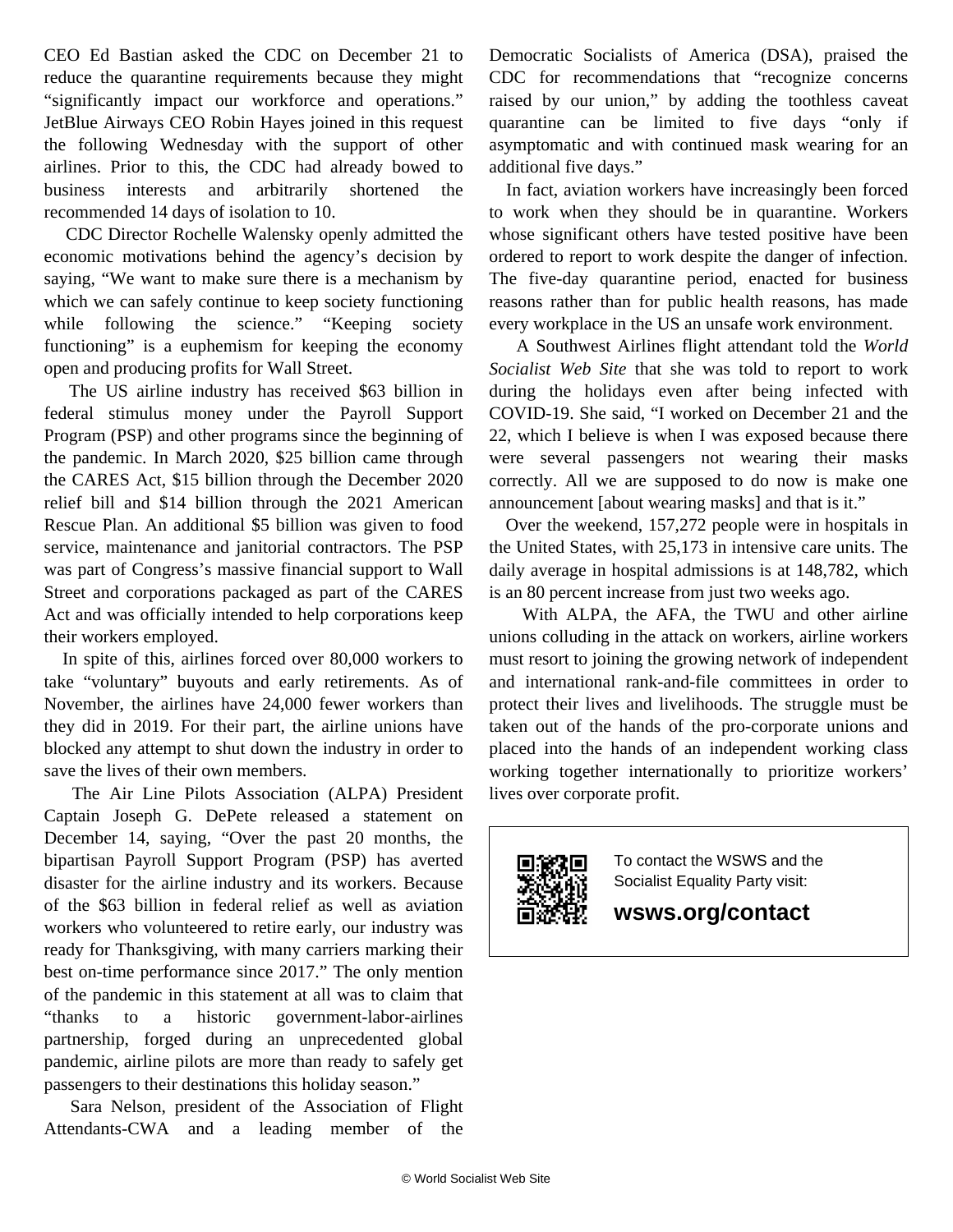CEO Ed Bastian asked the CDC on December 21 to reduce the quarantine requirements because they might "significantly impact our workforce and operations." JetBlue Airways CEO Robin Hayes joined in this request the following Wednesday with the support of other airlines. Prior to this, the CDC had already bowed to business interests and arbitrarily shortened the recommended 14 days of isolation to 10.

CDC Director Rochelle Walensky openly admitted the economic motivations behind the agency's decision by saying, "We want to make sure there is a mechanism by which we can safely continue to keep society functioning while following the science." "Keeping society functioning" is a euphemism for keeping the economy open and producing profits for Wall Street.

The US airline industry has received $63 billion in federal stimulus money under the Payroll Support Program (PSP) and other programs since the beginning of the pandemic. In March 2020, $25 billion came through the CARES Act, $15 billion through the December 2020 relief bill and $14 billion through the 2021 American Rescue Plan. An additional $5 billion was given to food service, maintenance and janitorial contractors. The PSP was part of Congress's massive financial support to Wall Street and corporations packaged as part of the CARES Act and was officially intended to help corporations keep their workers employed.

In spite of this, airlines forced over 80,000 workers to take "voluntary" buyouts and early retirements. As of November, the airlines have 24,000 fewer workers than they did in 2019. For their part, the airline unions have blocked any attempt to shut down the industry in order to save the lives of their own members.

The Air Line Pilots Association (ALPA) President Captain Joseph G. DePete released a statement on December 14, saying, "Over the past 20 months, the bipartisan Payroll Support Program (PSP) has averted disaster for the airline industry and its workers. Because of the $63 billion in federal relief as well as aviation workers who volunteered to retire early, our industry was ready for Thanksgiving, with many carriers marking their best on-time performance since 2017." The only mention of the pandemic in this statement at all was to claim that "thanks to a historic government-labor-airlines partnership, forged during an unprecedented global pandemic, airline pilots are more than ready to safely get passengers to their destinations this holiday season."

Sara Nelson, president of the Association of Flight Attendants-CWA and a leading member of the Democratic Socialists of America (DSA), praised the CDC for recommendations that "recognize concerns raised by our union," by adding the toothless caveat quarantine can be limited to five days "only if asymptomatic and with continued mask wearing for an additional five days."

In fact, aviation workers have increasingly been forced to work when they should be in quarantine. Workers whose significant others have tested positive have been ordered to report to work despite the danger of infection. The five-day quarantine period, enacted for business reasons rather than for public health reasons, has made every workplace in the US an unsafe work environment.

A Southwest Airlines flight attendant told the *World Socialist Web Site* that she was told to report to work during the holidays even after being infected with COVID-19. She said, "I worked on December 21 and the 22, which I believe is when I was exposed because there were several passengers not wearing their masks correctly. All we are supposed to do now is make one announcement [about wearing masks] and that is it."

Over the weekend, 157,272 people were in hospitals in the United States, with 25,173 in intensive care units. The daily average in hospital admissions is at 148,782, which is an 80 percent increase from just two weeks ago.

With ALPA, the AFA, the TWU and other airline unions colluding in the attack on workers, airline workers must resort to joining the growing network of independent and international rank-and-file committees in order to protect their lives and livelihoods. The struggle must be taken out of the hands of the pro-corporate unions and placed into the hands of an independent working class working together internationally to prioritize workers' lives over corporate profit.

To contact the WSWS and the Socialist Equality Party visit:

**wsws.org/contact**